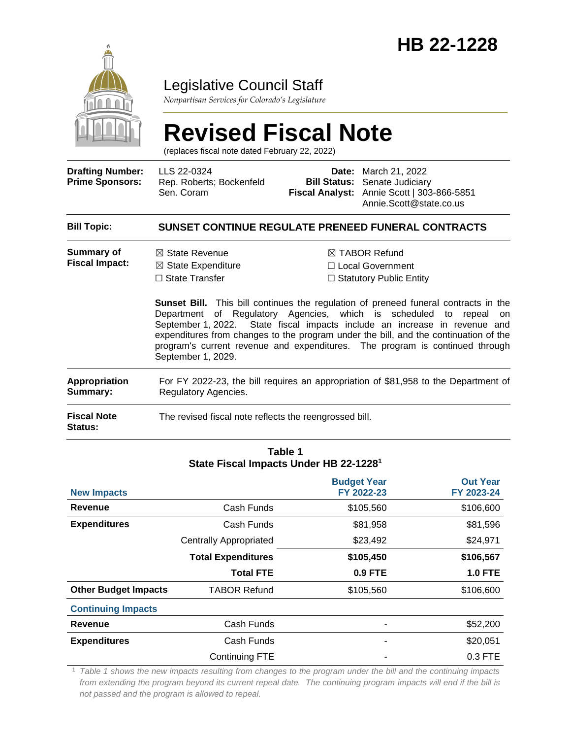# HB 22-1228

Legislative Council Staff

*Nonpartisan Services for Colorado's Legislature*

# Revised Fiscal Note

(replaces fiscal note dated February 22, 2022)

| | | | |
|---|---|---|---|
| **Drafting Number:** | LLS 22-0324 | **Date:** | March 21, 2022 |
| **Prime Sponsors:** | Rep. Roberts; Bockenfeld<br>Sen. Coram | **Bill Status:** | Senate Judiciary |
| | | **Fiscal Analyst:** | Annie Scott \| 303-866-5851<br>Annie.Scott@state.co.us |

**Bill Topic:** **SUNSET CONTINUE REGULATE PRENEED FUNERAL CONTRACTS**

**Summary of Fiscal Impact:**

☒ State Revenue
☒ State Expenditure
☐ State Transfer
☒ TABOR Refund
☐ Local Government
☐ Statutory Public Entity

**Sunset Bill.** This bill continues the regulation of preneed funeral contracts in the Department of Regulatory Agencies, which is scheduled to repeal on September 1, 2022. State fiscal impacts include an increase in revenue and expenditures from changes to the program under the bill, and the continuation of the program's current revenue and expenditures. The program is continued through September 1, 2029.

**Appropriation Summary:** For FY 2022-23, the bill requires an appropriation of $81,958 to the Department of Regulatory Agencies.

**Fiscal Note Status:** The revised fiscal note reflects the reengrossed bill.

**Table 1**
**State Fiscal Impacts Under HB 22-1228[1]**

| New Impacts | | Budget Year FY 2022-23 | Out Year FY 2023-24 |
|---|---|---|---|
| **Revenue** | Cash Funds | $105,560 | $106,600 |
| **Expenditures** | Cash Funds | $81,958 | $81,596 |
| | Centrally Appropriated | $23,492 | $24,971 |
| | **Total Expenditures** | **$105,450** | **$106,567** |
| | **Total FTE** | **0.9 FTE** | **1.0 FTE** |
| **Other Budget Impacts** | TABOR Refund | $105,560 | $106,600 |
| **Continuing Impacts** | | | |
| **Revenue** | Cash Funds | - | $52,200 |
| **Expenditures** | Cash Funds | - | $20,051 |
| | Continuing FTE | - | 0.3 FTE |

[1] *Table 1 shows the new impacts resulting from changes to the program under the bill and the continuing impacts from extending the program beyond its current repeal date. The continuing program impacts will end if the bill is not passed and the program is allowed to repeal.*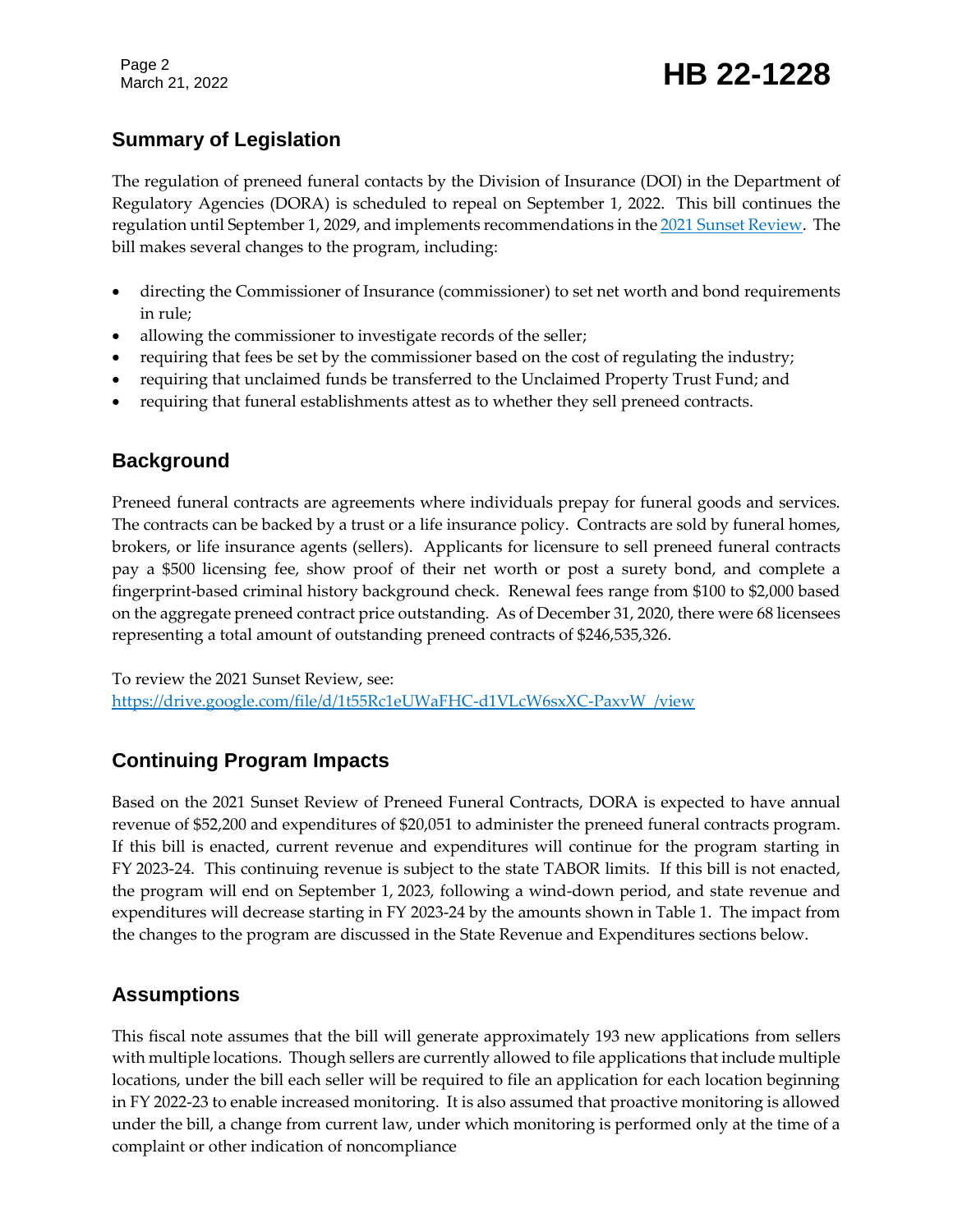## Summary of Legislation

The regulation of preneed funeral contacts by the Division of Insurance (DOI) in the Department of Regulatory Agencies (DORA) is scheduled to repeal on September 1, 2022. This bill continues the regulation until September 1, 2029, and implements recommendations in the 2021 Sunset Review. The bill makes several changes to the program, including:

- directing the Commissioner of Insurance (commissioner) to set net worth and bond requirements in rule;
- allowing the commissioner to investigate records of the seller;
- requiring that fees be set by the commissioner based on the cost of regulating the industry;
- requiring that unclaimed funds be transferred to the Unclaimed Property Trust Fund; and
- requiring that funeral establishments attest as to whether they sell preneed contracts.

## Background

Preneed funeral contracts are agreements where individuals prepay for funeral goods and services. The contracts can be backed by a trust or a life insurance policy. Contracts are sold by funeral homes, brokers, or life insurance agents (sellers). Applicants for licensure to sell preneed funeral contracts pay a $500 licensing fee, show proof of their net worth or post a surety bond, and complete a fingerprint-based criminal history background check. Renewal fees range from $100 to $2,000 based on the aggregate preneed contract price outstanding. As of December 31, 2020, there were 68 licensees representing a total amount of outstanding preneed contracts of $246,535,326.

To review the 2021 Sunset Review, see:
https://drive.google.com/file/d/1t55Rc1eUWaFHC-d1VLcW6sxXC-PaxvW_/view

## Continuing Program Impacts

Based on the 2021 Sunset Review of Preneed Funeral Contracts, DORA is expected to have annual revenue of $52,200 and expenditures of $20,051 to administer the preneed funeral contracts program. If this bill is enacted, current revenue and expenditures will continue for the program starting in FY 2023-24. This continuing revenue is subject to the state TABOR limits. If this bill is not enacted, the program will end on September 1, 2023, following a wind-down period, and state revenue and expenditures will decrease starting in FY 2023-24 by the amounts shown in Table 1. The impact from the changes to the program are discussed in the State Revenue and Expenditures sections below.

## Assumptions

This fiscal note assumes that the bill will generate approximately 193 new applications from sellers with multiple locations. Though sellers are currently allowed to file applications that include multiple locations, under the bill each seller will be required to file an application for each location beginning in FY 2022-23 to enable increased monitoring. It is also assumed that proactive monitoring is allowed under the bill, a change from current law, under which monitoring is performed only at the time of a complaint or other indication of noncompliance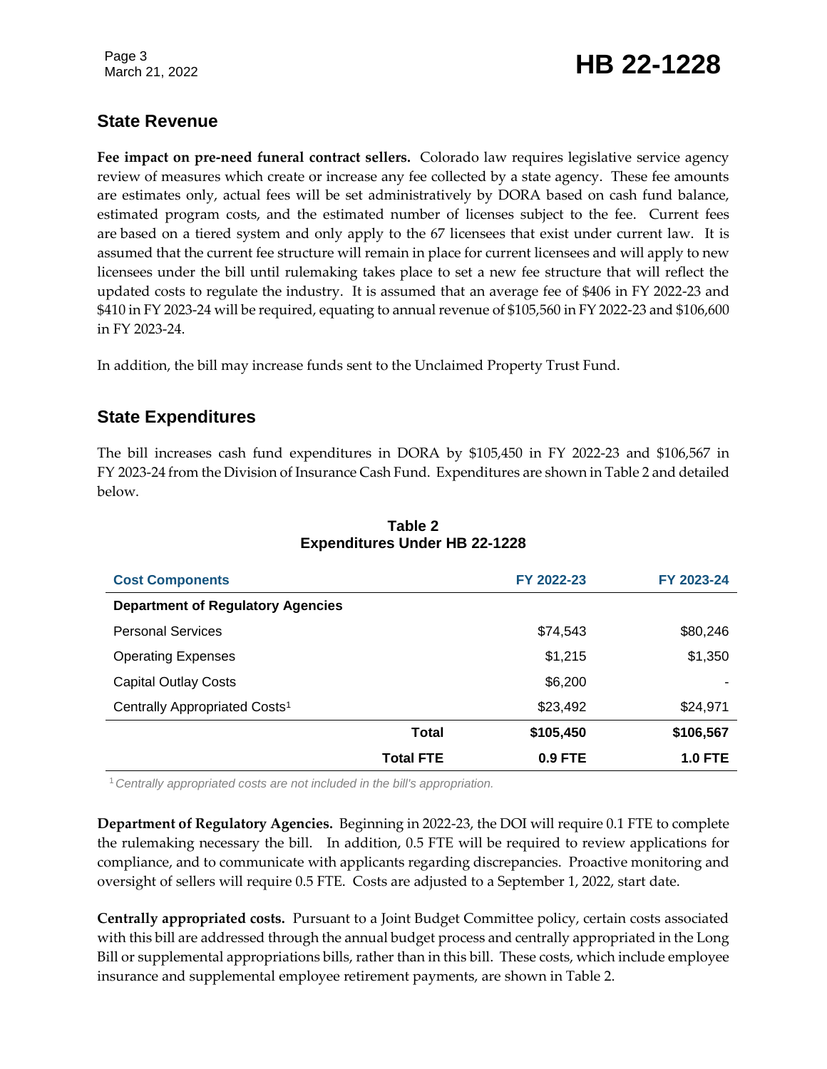## State Revenue

**Fee impact on pre-need funeral contract sellers.** Colorado law requires legislative service agency review of measures which create or increase any fee collected by a state agency. These fee amounts are estimates only, actual fees will be set administratively by DORA based on cash fund balance, estimated program costs, and the estimated number of licenses subject to the fee. Current fees are based on a tiered system and only apply to the 67 licensees that exist under current law. It is assumed that the current fee structure will remain in place for current licensees and will apply to new licensees under the bill until rulemaking takes place to set a new fee structure that will reflect the updated costs to regulate the industry. It is assumed that an average fee of $406 in FY 2022-23 and $410 in FY 2023-24 will be required, equating to annual revenue of $105,560 in FY 2022-23 and $106,600 in FY 2023-24.

In addition, the bill may increase funds sent to the Unclaimed Property Trust Fund.

## State Expenditures

The bill increases cash fund expenditures in DORA by $105,450 in FY 2022-23 and $106,567 in FY 2023-24 from the Division of Insurance Cash Fund. Expenditures are shown in Table 2 and detailed below.

**Table 2**
**Expenditures Under HB 22-1228**

| Cost Components | FY 2022-23 | FY 2023-24 |
|---|---|---|
| **Department of Regulatory Agencies** | | |
| Personal Services | $74,543 | $80,246 |
| Operating Expenses | $1,215 | $1,350 |
| Capital Outlay Costs | $6,200 | - |
| Centrally Appropriated Costs[1] | $23,492 | $24,971 |
| **Total** | **$105,450** | **$106,567** |
| **Total FTE** | **0.9 FTE** | **1.0 FTE** |

[1] *Centrally appropriated costs are not included in the bill's appropriation.*

**Department of Regulatory Agencies.** Beginning in 2022-23, the DOI will require 0.1 FTE to complete the rulemaking necessary the bill. In addition, 0.5 FTE will be required to review applications for compliance, and to communicate with applicants regarding discrepancies. Proactive monitoring and oversight of sellers will require 0.5 FTE. Costs are adjusted to a September 1, 2022, start date.

**Centrally appropriated costs.** Pursuant to a Joint Budget Committee policy, certain costs associated with this bill are addressed through the annual budget process and centrally appropriated in the Long Bill or supplemental appropriations bills, rather than in this bill. These costs, which include employee insurance and supplemental employee retirement payments, are shown in Table 2.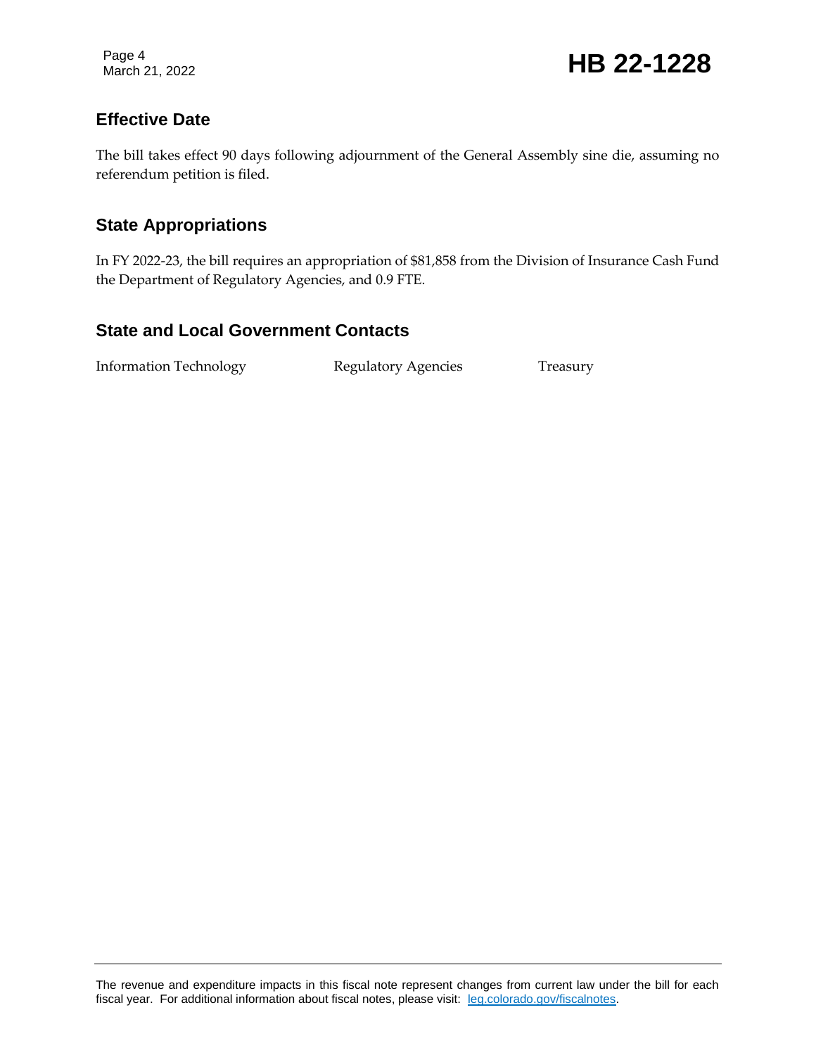## Effective Date

The bill takes effect 90 days following adjournment of the General Assembly sine die, assuming no referendum petition is filed.

## State Appropriations

In FY 2022-23, the bill requires an appropriation of $81,858 from the Division of Insurance Cash Fund the Department of Regulatory Agencies, and 0.9 FTE.

## State and Local Government Contacts

Information Technology   Regulatory Agencies   Treasury

The revenue and expenditure impacts in this fiscal note represent changes from current law under the bill for each fiscal year. For additional information about fiscal notes, please visit: leg.colorado.gov/fiscalnotes.